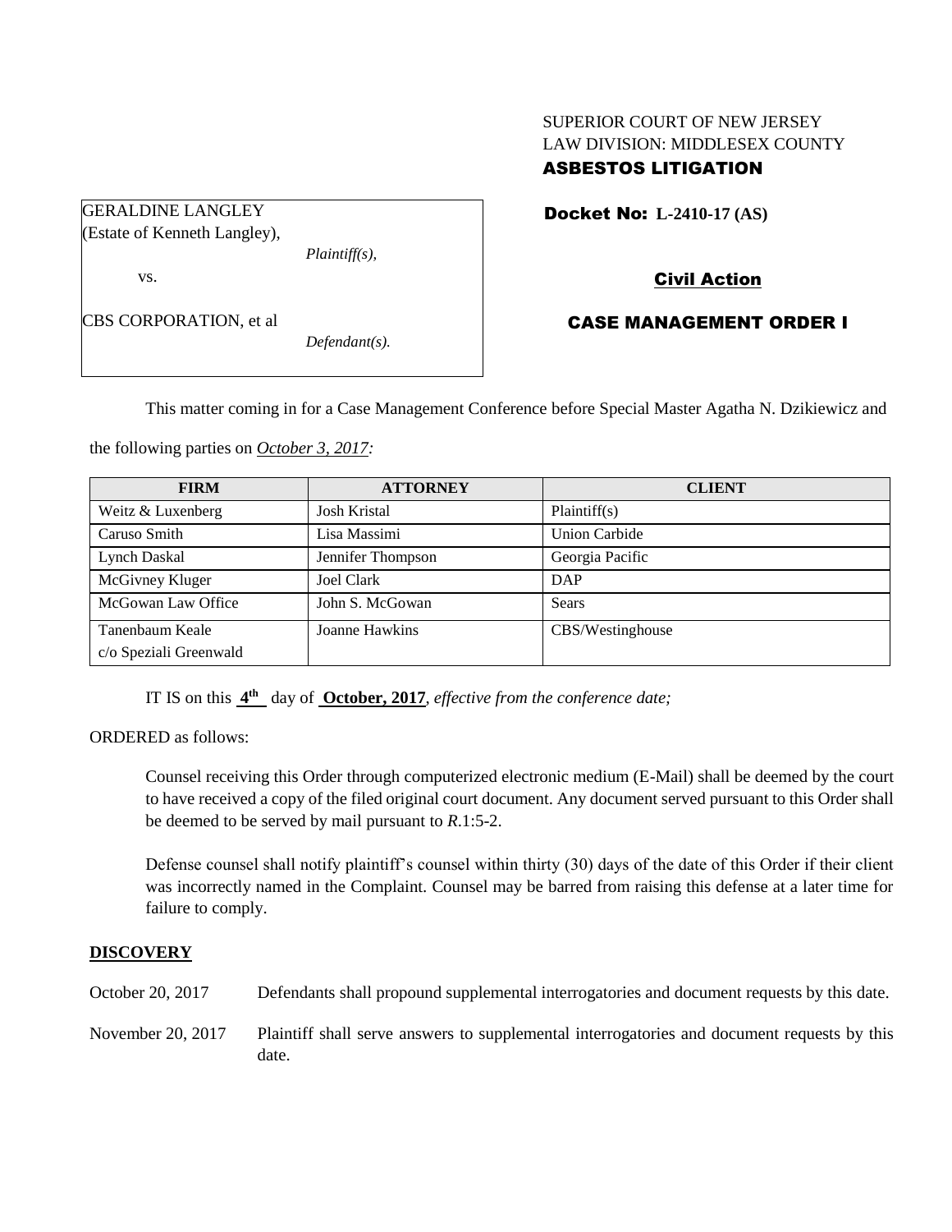SUPERIOR COURT OF NEW JERSEY
LAW DIVISION: MIDDLESEX COUNTY
**ASBESTOS LITIGATION**

GERALDINE LANGLEY
(Estate of Kenneth Langley),
*Plaintiff(s),*

vs.

CBS CORPORATION, et al
*Defendant(s).*

**Docket No: L-2410-17 (AS)**

**Civil Action**

**CASE MANAGEMENT ORDER I**

This matter coming in for a Case Management Conference before Special Master Agatha N. Dzikiewicz and the following parties on *October 3, 2017:*

| FIRM | ATTORNEY | CLIENT |
| --- | --- | --- |
| Weitz & Luxenberg | Josh Kristal | Plaintiff(s) |
| Caruso Smith | Lisa Massimi | Union Carbide |
| Lynch Daskal | Jennifer Thompson | Georgia Pacific |
| McGivney Kluger | Joel Clark | DAP |
| McGowan Law Office | John S. McGowan | Sears |
| Tanenbaum Keale c/o Speziali Greenwald | Joanne Hawkins | CBS/Westinghouse |

IT IS on this **4th** day of **October, 2017**, *effective from the conference date;*

ORDERED as follows:

Counsel receiving this Order through computerized electronic medium (E-Mail) shall be deemed by the court to have received a copy of the filed original court document. Any document served pursuant to this Order shall be deemed to be served by mail pursuant to *R*.1:5-2.

Defense counsel shall notify plaintiff's counsel within thirty (30) days of the date of this Order if their client was incorrectly named in the Complaint. Counsel may be barred from raising this defense at a later time for failure to comply.

## DISCOVERY

| | |
| --- | --- |
| October 20, 2017 | Defendants shall propound supplemental interrogatories and document requests by this date. |
| November 20, 2017 | Plaintiff shall serve answers to supplemental interrogatories and document requests by this date. |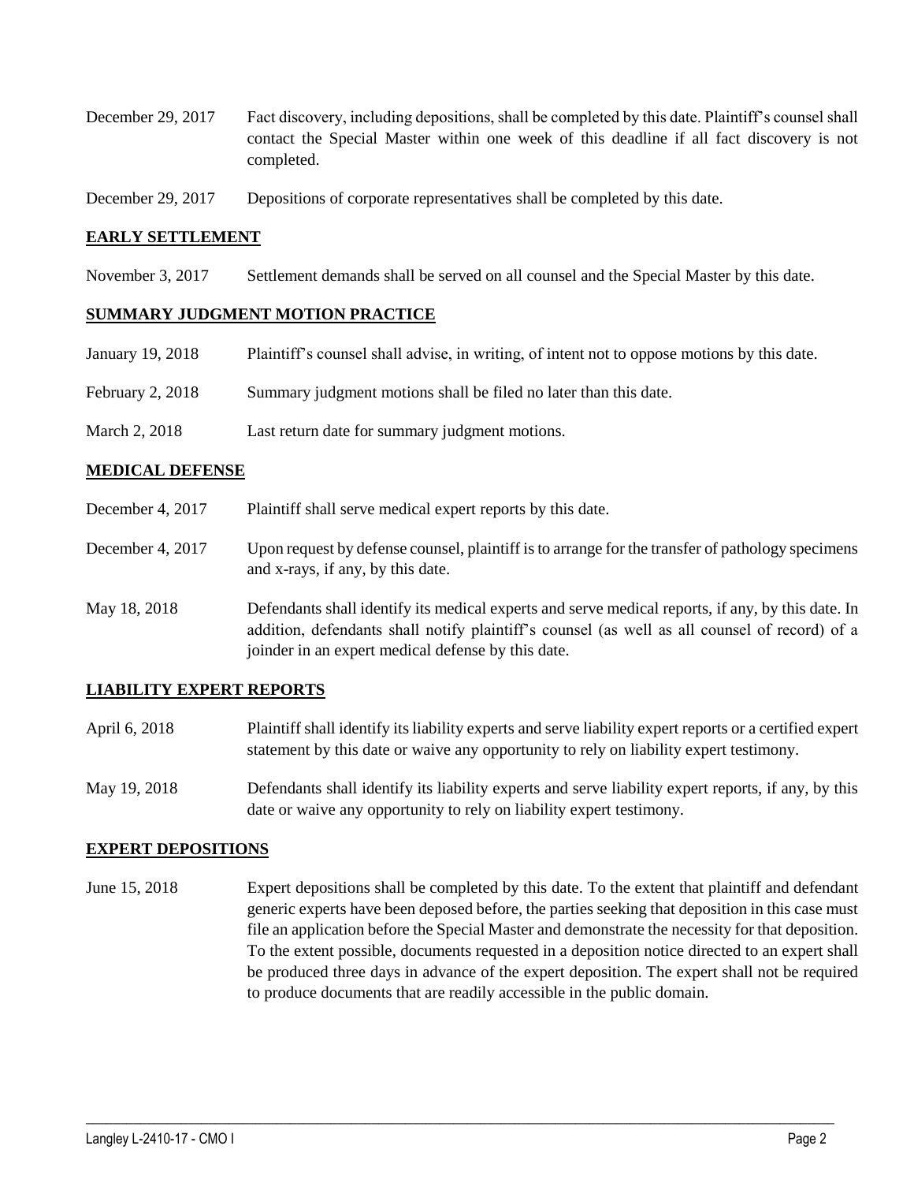December 29, 2017 Fact discovery, including depositions, shall be completed by this date. Plaintiff's counsel shall contact the Special Master within one week of this deadline if all fact discovery is not completed.

December 29, 2017 Depositions of corporate representatives shall be completed by this date.

## EARLY SETTLEMENT

November 3, 2017 Settlement demands shall be served on all counsel and the Special Master by this date.

## SUMMARY JUDGMENT MOTION PRACTICE

January 19, 2018 Plaintiff's counsel shall advise, in writing, of intent not to oppose motions by this date.

February 2, 2018 Summary judgment motions shall be filed no later than this date.

March 2, 2018 Last return date for summary judgment motions.

## MEDICAL DEFENSE

December 4, 2017 Plaintiff shall serve medical expert reports by this date.

December 4, 2017 Upon request by defense counsel, plaintiff is to arrange for the transfer of pathology specimens and x-rays, if any, by this date.

May 18, 2018 Defendants shall identify its medical experts and serve medical reports, if any, by this date. In addition, defendants shall notify plaintiff's counsel (as well as all counsel of record) of a joinder in an expert medical defense by this date.

## LIABILITY EXPERT REPORTS

April 6, 2018 Plaintiff shall identify its liability experts and serve liability expert reports or a certified expert statement by this date or waive any opportunity to rely on liability expert testimony.

May 19, 2018 Defendants shall identify its liability experts and serve liability expert reports, if any, by this date or waive any opportunity to rely on liability expert testimony.

## EXPERT DEPOSITIONS

June 15, 2018 Expert depositions shall be completed by this date. To the extent that plaintiff and defendant generic experts have been deposed before, the parties seeking that deposition in this case must file an application before the Special Master and demonstrate the necessity for that deposition. To the extent possible, documents requested in a deposition notice directed to an expert shall be produced three days in advance of the expert deposition. The expert shall not be required to produce documents that are readily accessible in the public domain.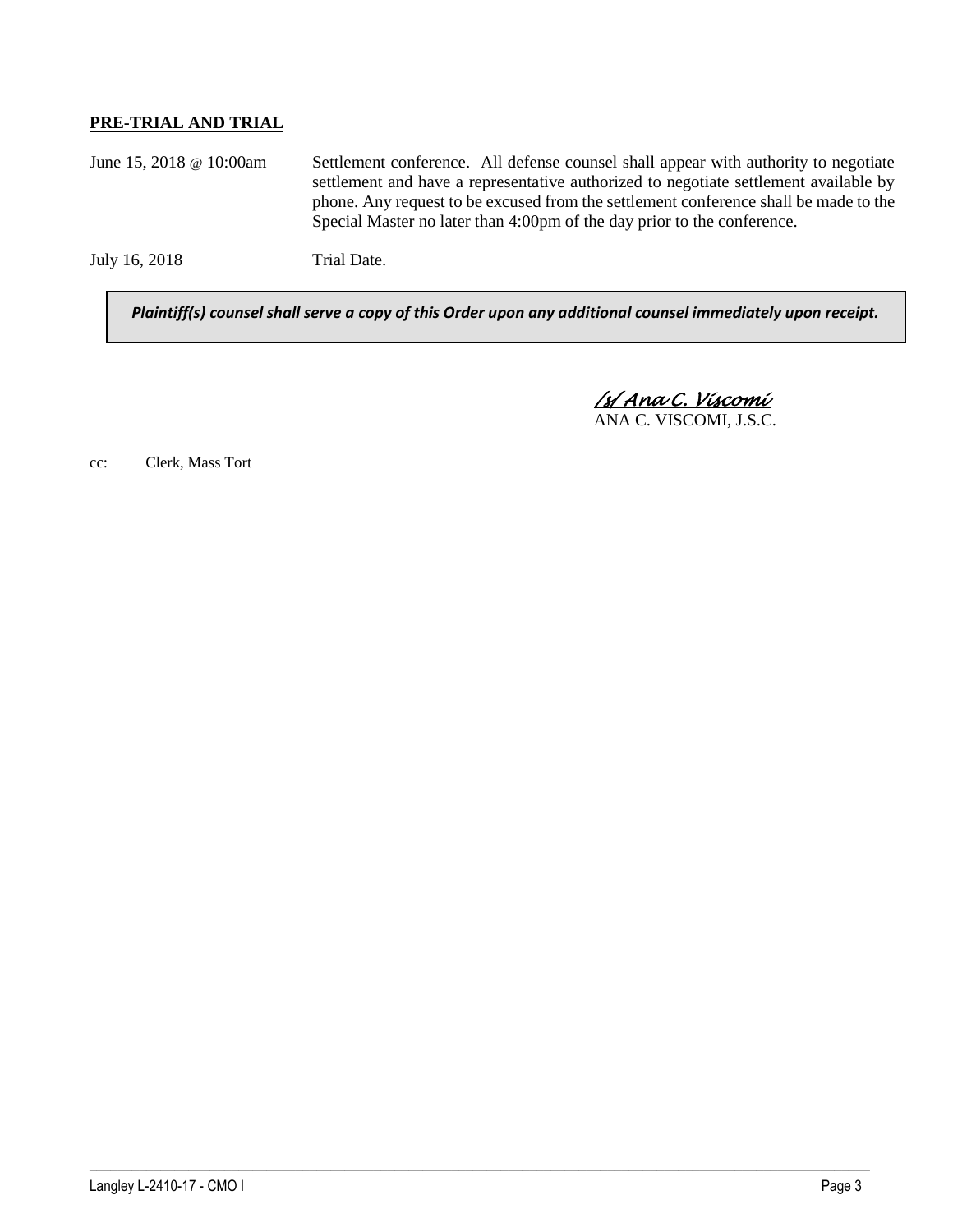**PRE-TRIAL AND TRIAL**

| | |
|---|---|
| June 15, 2018 @ 10:00am | Settlement conference. All defense counsel shall appear with authority to negotiate settlement and have a representative authorized to negotiate settlement available by phone. Any request to be excused from the settlement conference shall be made to the Special Master no later than 4:00pm of the day prior to the conference. |
| July 16, 2018 | Trial Date. |

***Plaintiff(s) counsel shall serve a copy of this Order upon any additional counsel immediately upon receipt.***

*/s/ Ana C. Viscomi*
ANA C. VISCOMI, J.S.C.

cc: Clerk, Mass Tort